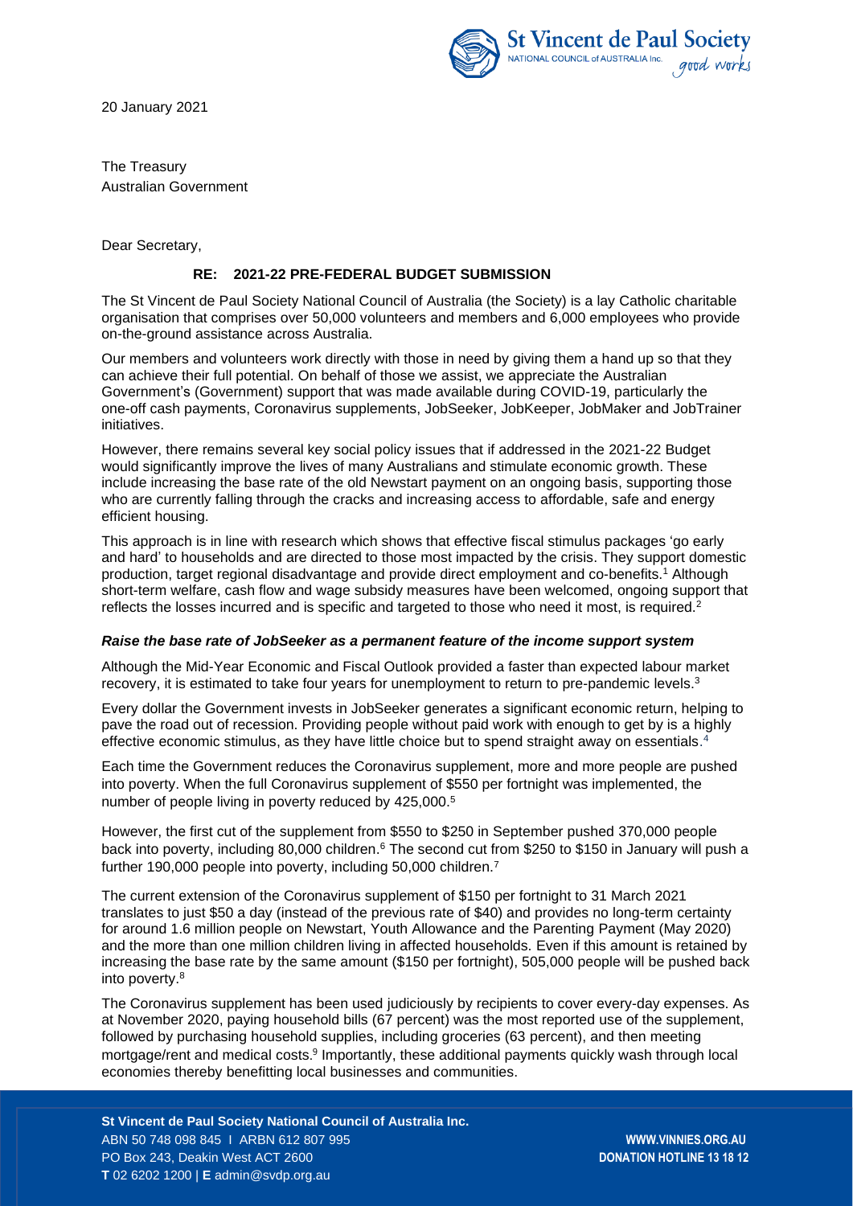20 January 2021

The Treasury
Australian Government

Dear Secretary,

**RE: 2021-22 PRE-FEDERAL BUDGET SUBMISSION**

The St Vincent de Paul Society National Council of Australia (the Society) is a lay Catholic charitable organisation that comprises over 50,000 volunteers and members and 6,000 employees who provide on-the-ground assistance across Australia.

Our members and volunteers work directly with those in need by giving them a hand up so that they can achieve their full potential. On behalf of those we assist, we appreciate the Australian Government's (Government) support that was made available during COVID-19, particularly the one-off cash payments, Coronavirus supplements, JobSeeker, JobKeeper, JobMaker and JobTrainer initiatives.

However, there remains several key social policy issues that if addressed in the 2021-22 Budget would significantly improve the lives of many Australians and stimulate economic growth. These include increasing the base rate of the old Newstart payment on an ongoing basis, supporting those who are currently falling through the cracks and increasing access to affordable, safe and energy efficient housing.

This approach is in line with research which shows that effective fiscal stimulus packages 'go early and hard' to households and are directed to those most impacted by the crisis. They support domestic production, target regional disadvantage and provide direct employment and co-benefits.[1] Although short-term welfare, cash flow and wage subsidy measures have been welcomed, ongoing support that reflects the losses incurred and is specific and targeted to those who need it most, is required.[2]

***Raise the base rate of JobSeeker as a permanent feature of the income support system***

Although the Mid-Year Economic and Fiscal Outlook provided a faster than expected labour market recovery, it is estimated to take four years for unemployment to return to pre-pandemic levels.[3]

Every dollar the Government invests in JobSeeker generates a significant economic return, helping to pave the road out of recession. Providing people without paid work with enough to get by is a highly effective economic stimulus, as they have little choice but to spend straight away on essentials.[4]

Each time the Government reduces the Coronavirus supplement, more and more people are pushed into poverty. When the full Coronavirus supplement of $550 per fortnight was implemented, the number of people living in poverty reduced by 425,000.[5]

However, the first cut of the supplement from $550 to $250 in September pushed 370,000 people back into poverty, including 80,000 children.[6] The second cut from $250 to $150 in January will push a further 190,000 people into poverty, including 50,000 children.[7]

The current extension of the Coronavirus supplement of $150 per fortnight to 31 March 2021 translates to just $50 a day (instead of the previous rate of $40) and provides no long-term certainty for around 1.6 million people on Newstart, Youth Allowance and the Parenting Payment (May 2020) and the more than one million children living in affected households. Even if this amount is retained by increasing the base rate by the same amount ($150 per fortnight), 505,000 people will be pushed back into poverty.[8]

The Coronavirus supplement has been used judiciously by recipients to cover every-day expenses. As at November 2020, paying household bills (67 percent) was the most reported use of the supplement, followed by purchasing household supplies, including groceries (63 percent), and then meeting mortgage/rent and medical costs.[9] Importantly, these additional payments quickly wash through local economies thereby benefitting local businesses and communities.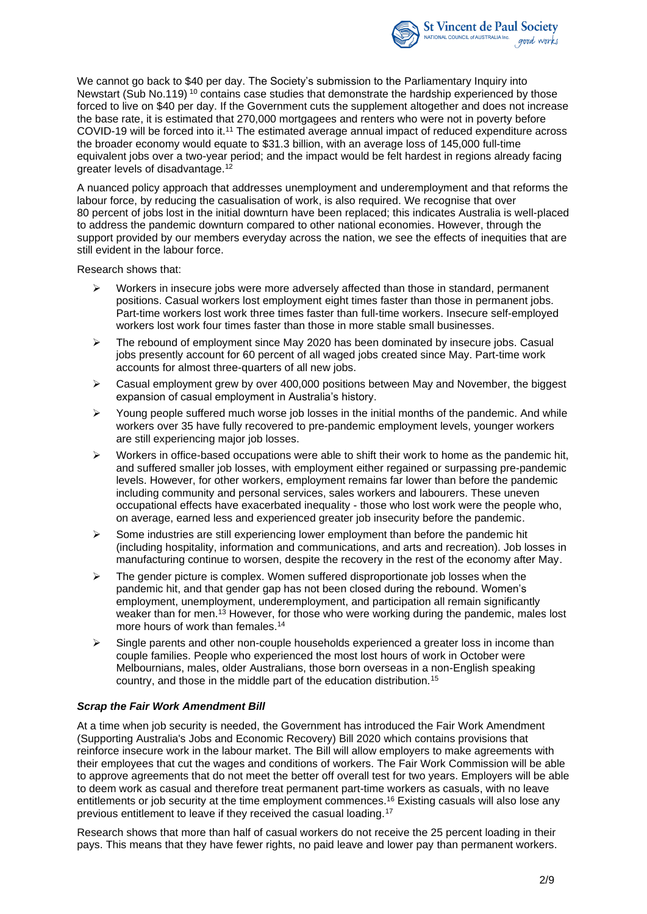We cannot go back to $40 per day. The Society's submission to the Parliamentary Inquiry into Newstart (Sub No.119) [10] contains case studies that demonstrate the hardship experienced by those forced to live on $40 per day. If the Government cuts the supplement altogether and does not increase the base rate, it is estimated that 270,000 mortgagees and renters who were not in poverty before COVID-19 will be forced into it.[11] The estimated average annual impact of reduced expenditure across the broader economy would equate to $31.3 billion, with an average loss of 145,000 full-time equivalent jobs over a two-year period; and the impact would be felt hardest in regions already facing greater levels of disadvantage.[12]

A nuanced policy approach that addresses unemployment and underemployment and that reforms the labour force, by reducing the casualisation of work, is also required. We recognise that over 80 percent of jobs lost in the initial downturn have been replaced; this indicates Australia is well-placed to address the pandemic downturn compared to other national economies. However, through the support provided by our members everyday across the nation, we see the effects of inequities that are still evident in the labour force.

Research shows that:

- Workers in insecure jobs were more adversely affected than those in standard, permanent positions. Casual workers lost employment eight times faster than those in permanent jobs. Part-time workers lost work three times faster than full-time workers. Insecure self-employed workers lost work four times faster than those in more stable small businesses.
- The rebound of employment since May 2020 has been dominated by insecure jobs. Casual jobs presently account for 60 percent of all waged jobs created since May. Part-time work accounts for almost three-quarters of all new jobs.
- Casual employment grew by over 400,000 positions between May and November, the biggest expansion of casual employment in Australia's history.
- Young people suffered much worse job losses in the initial months of the pandemic. And while workers over 35 have fully recovered to pre-pandemic employment levels, younger workers are still experiencing major job losses.
- Workers in office-based occupations were able to shift their work to home as the pandemic hit, and suffered smaller job losses, with employment either regained or surpassing pre-pandemic levels. However, for other workers, employment remains far lower than before the pandemic including community and personal services, sales workers and labourers. These uneven occupational effects have exacerbated inequality - those who lost work were the people who, on average, earned less and experienced greater job insecurity before the pandemic.
- Some industries are still experiencing lower employment than before the pandemic hit (including hospitality, information and communications, and arts and recreation). Job losses in manufacturing continue to worsen, despite the recovery in the rest of the economy after May.
- The gender picture is complex. Women suffered disproportionate job losses when the pandemic hit, and that gender gap has not been closed during the rebound. Women's employment, unemployment, underemployment, and participation all remain significantly weaker than for men.[13] However, for those who were working during the pandemic, males lost more hours of work than females.[14]
- Single parents and other non-couple households experienced a greater loss in income than couple families. People who experienced the most lost hours of work in October were Melbournians, males, older Australians, those born overseas in a non-English speaking country, and those in the middle part of the education distribution.[15]

### *Scrap the Fair Work Amendment Bill*

At a time when job security is needed, the Government has introduced the Fair Work Amendment (Supporting Australia's Jobs and Economic Recovery) Bill 2020 which contains provisions that reinforce insecure work in the labour market. The Bill will allow employers to make agreements with their employees that cut the wages and conditions of workers. The Fair Work Commission will be able to approve agreements that do not meet the better off overall test for two years. Employers will be able to deem work as casual and therefore treat permanent part-time workers as casuals, with no leave entitlements or job security at the time employment commences.[16] Existing casuals will also lose any previous entitlement to leave if they received the casual loading.[17]

Research shows that more than half of casual workers do not receive the 25 percent loading in their pays. This means that they have fewer rights, no paid leave and lower pay than permanent workers.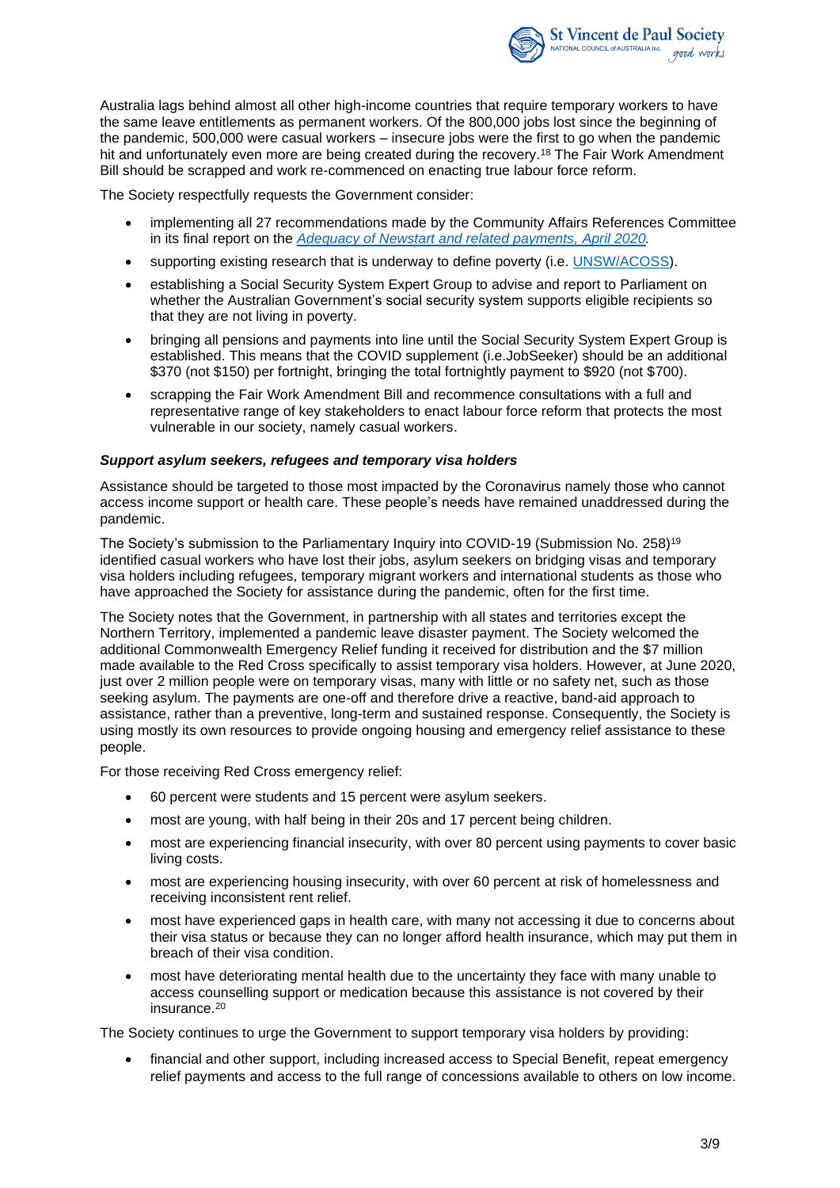Australia lags behind almost all other high-income countries that require temporary workers to have the same leave entitlements as permanent workers. Of the 800,000 jobs lost since the beginning of the pandemic, 500,000 were casual workers – insecure jobs were the first to go when the pandemic hit and unfortunately even more are being created during the recovery.[18] The Fair Work Amendment Bill should be scrapped and work re-commenced on enacting true labour force reform.

The Society respectfully requests the Government consider:

- implementing all 27 recommendations made by the Community Affairs References Committee in its final report on the *Adequacy of Newstart and related payments, April 2020.*
- supporting existing research that is underway to define poverty (i.e. UNSW/ACOSS).
- establishing a Social Security System Expert Group to advise and report to Parliament on whether the Australian Government's social security system supports eligible recipients so that they are not living in poverty.
- bringing all pensions and payments into line until the Social Security System Expert Group is established. This means that the COVID supplement (i.e.JobSeeker) should be an additional $370 (not $150) per fortnight, bringing the total fortnightly payment to $920 (not $700).
- scrapping the Fair Work Amendment Bill and recommence consultations with a full and representative range of key stakeholders to enact labour force reform that protects the most vulnerable in our society, namely casual workers.

### *Support asylum seekers, refugees and temporary visa holders*

Assistance should be targeted to those most impacted by the Coronavirus namely those who cannot access income support or health care. These people's needs have remained unaddressed during the pandemic.

The Society's submission to the Parliamentary Inquiry into COVID-19 (Submission No. 258)[19] identified casual workers who have lost their jobs, asylum seekers on bridging visas and temporary visa holders including refugees, temporary migrant workers and international students as those who have approached the Society for assistance during the pandemic, often for the first time.

The Society notes that the Government, in partnership with all states and territories except the Northern Territory, implemented a pandemic leave disaster payment. The Society welcomed the additional Commonwealth Emergency Relief funding it received for distribution and the $7 million made available to the Red Cross specifically to assist temporary visa holders. However, at June 2020, just over 2 million people were on temporary visas, many with little or no safety net, such as those seeking asylum. The payments are one-off and therefore drive a reactive, band-aid approach to assistance, rather than a preventive, long-term and sustained response. Consequently, the Society is using mostly its own resources to provide ongoing housing and emergency relief assistance to these people.

For those receiving Red Cross emergency relief:

- 60 percent were students and 15 percent were asylum seekers.
- most are young, with half being in their 20s and 17 percent being children.
- most are experiencing financial insecurity, with over 80 percent using payments to cover basic living costs.
- most are experiencing housing insecurity, with over 60 percent at risk of homelessness and receiving inconsistent rent relief.
- most have experienced gaps in health care, with many not accessing it due to concerns about their visa status or because they can no longer afford health insurance, which may put them in breach of their visa condition.
- most have deteriorating mental health due to the uncertainty they face with many unable to access counselling support or medication because this assistance is not covered by their insurance.[20]

The Society continues to urge the Government to support temporary visa holders by providing:

- financial and other support, including increased access to Special Benefit, repeat emergency relief payments and access to the full range of concessions available to others on low income.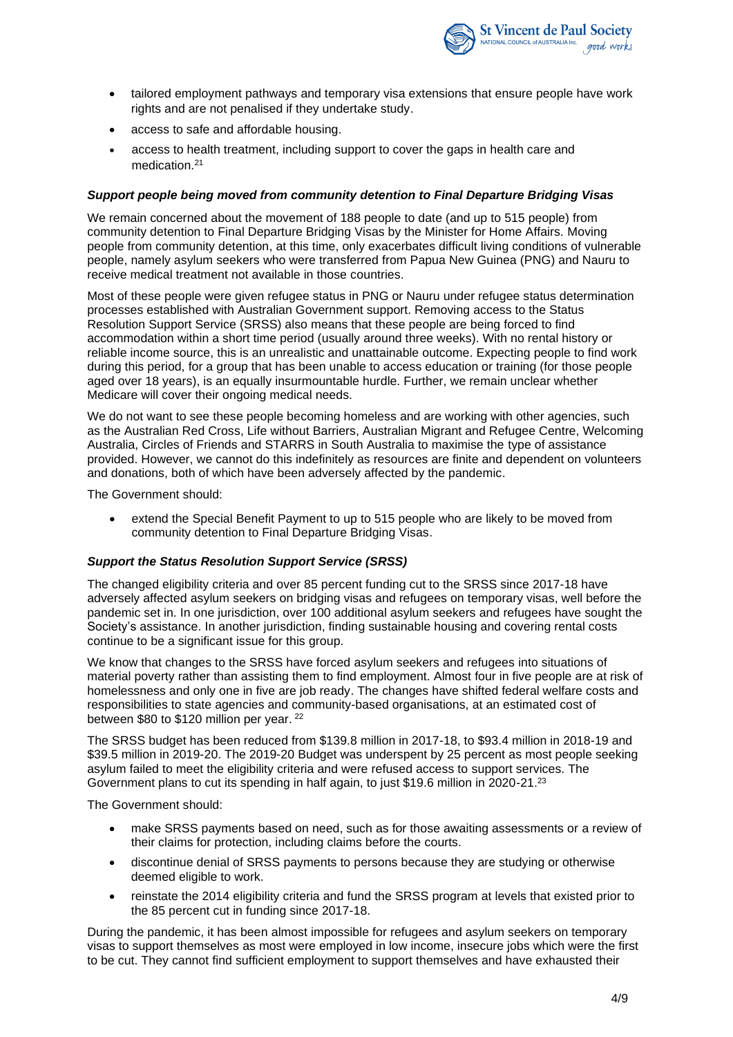- tailored employment pathways and temporary visa extensions that ensure people have work rights and are not penalised if they undertake study.
- access to safe and affordable housing.
- access to health treatment, including support to cover the gaps in health care and medication.[21]

### *Support people being moved from community detention to Final Departure Bridging Visas*

We remain concerned about the movement of 188 people to date (and up to 515 people) from community detention to Final Departure Bridging Visas by the Minister for Home Affairs. Moving people from community detention, at this time, only exacerbates difficult living conditions of vulnerable people, namely asylum seekers who were transferred from Papua New Guinea (PNG) and Nauru to receive medical treatment not available in those countries.

Most of these people were given refugee status in PNG or Nauru under refugee status determination processes established with Australian Government support. Removing access to the Status Resolution Support Service (SRSS) also means that these people are being forced to find accommodation within a short time period (usually around three weeks). With no rental history or reliable income source, this is an unrealistic and unattainable outcome. Expecting people to find work during this period, for a group that has been unable to access education or training (for those people aged over 18 years), is an equally insurmountable hurdle. Further, we remain unclear whether Medicare will cover their ongoing medical needs.

We do not want to see these people becoming homeless and are working with other agencies, such as the Australian Red Cross, Life without Barriers, Australian Migrant and Refugee Centre, Welcoming Australia, Circles of Friends and STARRS in South Australia to maximise the type of assistance provided. However, we cannot do this indefinitely as resources are finite and dependent on volunteers and donations, both of which have been adversely affected by the pandemic.

The Government should:

- extend the Special Benefit Payment to up to 515 people who are likely to be moved from community detention to Final Departure Bridging Visas.

### *Support the Status Resolution Support Service (SRSS)*

The changed eligibility criteria and over 85 percent funding cut to the SRSS since 2017-18 have adversely affected asylum seekers on bridging visas and refugees on temporary visas, well before the pandemic set in. In one jurisdiction, over 100 additional asylum seekers and refugees have sought the Society's assistance. In another jurisdiction, finding sustainable housing and covering rental costs continue to be a significant issue for this group.

We know that changes to the SRSS have forced asylum seekers and refugees into situations of material poverty rather than assisting them to find employment. Almost four in five people are at risk of homelessness and only one in five are job ready. The changes have shifted federal welfare costs and responsibilities to state agencies and community-based organisations, at an estimated cost of between $80 to $120 million per year.[22]

The SRSS budget has been reduced from $139.8 million in 2017-18, to $93.4 million in 2018-19 and $39.5 million in 2019-20. The 2019-20 Budget was underspent by 25 percent as most people seeking asylum failed to meet the eligibility criteria and were refused access to support services. The Government plans to cut its spending in half again, to just $19.6 million in 2020-21.[23]

The Government should:

- make SRSS payments based on need, such as for those awaiting assessments or a review of their claims for protection, including claims before the courts.
- discontinue denial of SRSS payments to persons because they are studying or otherwise deemed eligible to work.
- reinstate the 2014 eligibility criteria and fund the SRSS program at levels that existed prior to the 85 percent cut in funding since 2017-18.

During the pandemic, it has been almost impossible for refugees and asylum seekers on temporary visas to support themselves as most were employed in low income, insecure jobs which were the first to be cut. They cannot find sufficient employment to support themselves and have exhausted their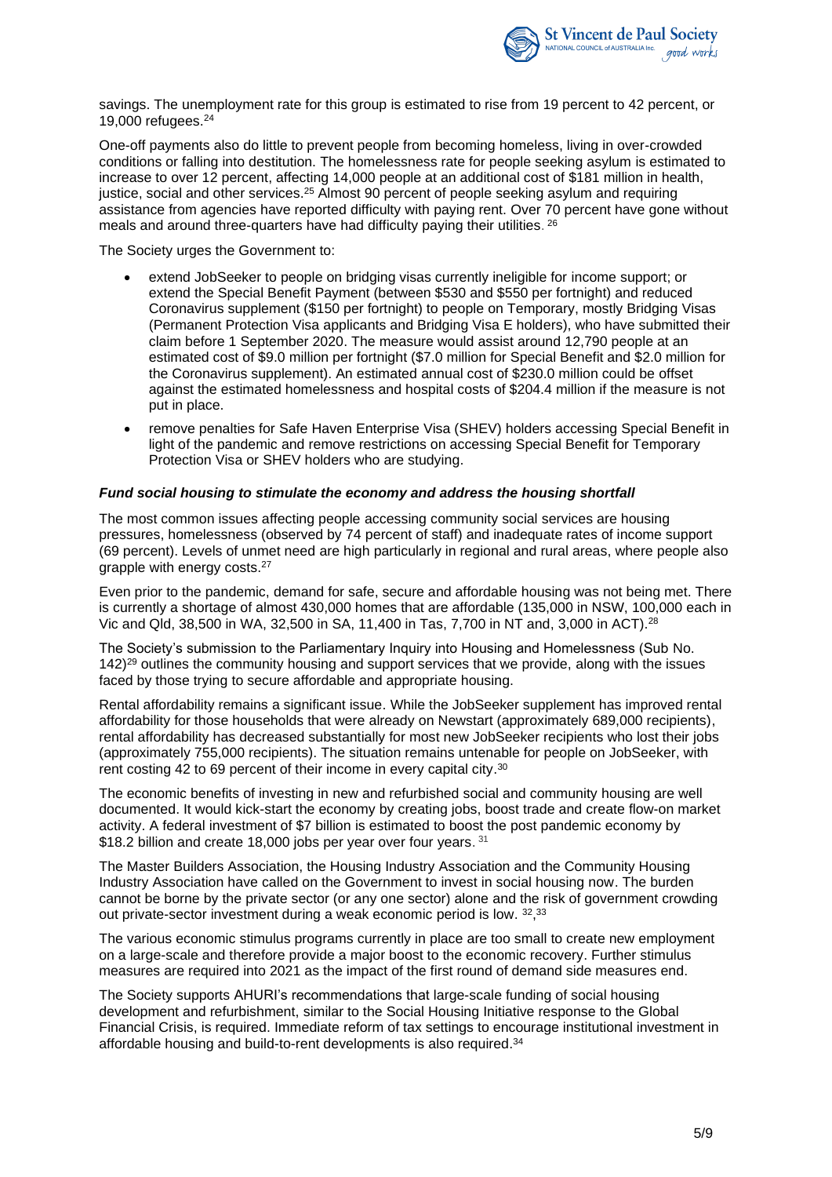savings. The unemployment rate for this group is estimated to rise from 19 percent to 42 percent, or 19,000 refugees.[24]

One-off payments also do little to prevent people from becoming homeless, living in over-crowded conditions or falling into destitution. The homelessness rate for people seeking asylum is estimated to increase to over 12 percent, affecting 14,000 people at an additional cost of $181 million in health, justice, social and other services.[25] Almost 90 percent of people seeking asylum and requiring assistance from agencies have reported difficulty with paying rent. Over 70 percent have gone without meals and around three-quarters have had difficulty paying their utilities.[26]

The Society urges the Government to:

- extend JobSeeker to people on bridging visas currently ineligible for income support; or extend the Special Benefit Payment (between $530 and $550 per fortnight) and reduced Coronavirus supplement ($150 per fortnight) to people on Temporary, mostly Bridging Visas (Permanent Protection Visa applicants and Bridging Visa E holders), who have submitted their claim before 1 September 2020. The measure would assist around 12,790 people at an estimated cost of $9.0 million per fortnight ($7.0 million for Special Benefit and $2.0 million for the Coronavirus supplement). An estimated annual cost of $230.0 million could be offset against the estimated homelessness and hospital costs of $204.4 million if the measure is not put in place.
- remove penalties for Safe Haven Enterprise Visa (SHEV) holders accessing Special Benefit in light of the pandemic and remove restrictions on accessing Special Benefit for Temporary Protection Visa or SHEV holders who are studying.

### ***Fund social housing to stimulate the economy and address the housing shortfall***

The most common issues affecting people accessing community social services are housing pressures, homelessness (observed by 74 percent of staff) and inadequate rates of income support (69 percent). Levels of unmet need are high particularly in regional and rural areas, where people also grapple with energy costs.[27]

Even prior to the pandemic, demand for safe, secure and affordable housing was not being met. There is currently a shortage of almost 430,000 homes that are affordable (135,000 in NSW, 100,000 each in Vic and Qld, 38,500 in WA, 32,500 in SA, 11,400 in Tas, 7,700 in NT and, 3,000 in ACT).[28]

The Society's submission to the Parliamentary Inquiry into Housing and Homelessness (Sub No. 142)[29] outlines the community housing and support services that we provide, along with the issues faced by those trying to secure affordable and appropriate housing.

Rental affordability remains a significant issue. While the JobSeeker supplement has improved rental affordability for those households that were already on Newstart (approximately 689,000 recipients), rental affordability has decreased substantially for most new JobSeeker recipients who lost their jobs (approximately 755,000 recipients). The situation remains untenable for people on JobSeeker, with rent costing 42 to 69 percent of their income in every capital city.[30]

The economic benefits of investing in new and refurbished social and community housing are well documented. It would kick-start the economy by creating jobs, boost trade and create flow-on market activity. A federal investment of $7 billion is estimated to boost the post pandemic economy by $18.2 billion and create 18,000 jobs per year over four years.[31]

The Master Builders Association, the Housing Industry Association and the Community Housing Industry Association have called on the Government to invest in social housing now. The burden cannot be borne by the private sector (or any one sector) alone and the risk of government crowding out private-sector investment during a weak economic period is low.[32,33]

The various economic stimulus programs currently in place are too small to create new employment on a large-scale and therefore provide a major boost to the economic recovery. Further stimulus measures are required into 2021 as the impact of the first round of demand side measures end.

The Society supports AHURI's recommendations that large-scale funding of social housing development and refurbishment, similar to the Social Housing Initiative response to the Global Financial Crisis, is required. Immediate reform of tax settings to encourage institutional investment in affordable housing and build-to-rent developments is also required.[34]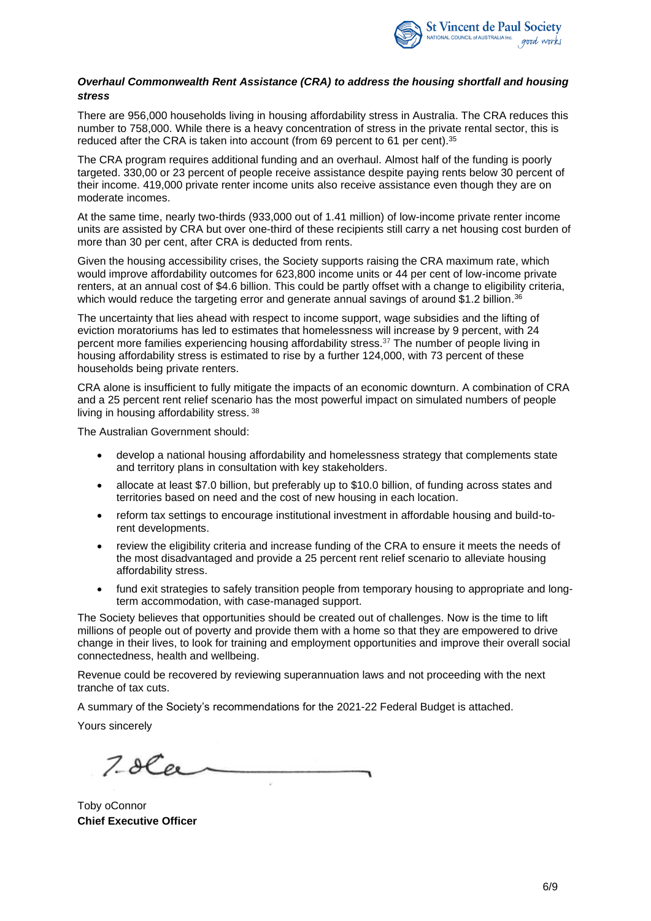***Overhaul Commonwealth Rent Assistance (CRA) to address the housing shortfall and housing stress***

There are 956,000 households living in housing affordability stress in Australia. The CRA reduces this number to 758,000. While there is a heavy concentration of stress in the private rental sector, this is reduced after the CRA is taken into account (from 69 percent to 61 per cent).[35]

The CRA program requires additional funding and an overhaul. Almost half of the funding is poorly targeted. 330,00 or 23 percent of people receive assistance despite paying rents below 30 percent of their income. 419,000 private renter income units also receive assistance even though they are on moderate incomes.

At the same time, nearly two-thirds (933,000 out of 1.41 million) of low-income private renter income units are assisted by CRA but over one-third of these recipients still carry a net housing cost burden of more than 30 per cent, after CRA is deducted from rents.

Given the housing accessibility crises, the Society supports raising the CRA maximum rate, which would improve affordability outcomes for 623,800 income units or 44 per cent of low-income private renters, at an annual cost of $4.6 billion. This could be partly offset with a change to eligibility criteria, which would reduce the targeting error and generate annual savings of around $1.2 billion.[36]

The uncertainty that lies ahead with respect to income support, wage subsidies and the lifting of eviction moratoriums has led to estimates that homelessness will increase by 9 percent, with 24 percent more families experiencing housing affordability stress.[37] The number of people living in housing affordability stress is estimated to rise by a further 124,000, with 73 percent of these households being private renters.

CRA alone is insufficient to fully mitigate the impacts of an economic downturn. A combination of CRA and a 25 percent rent relief scenario has the most powerful impact on simulated numbers of people living in housing affordability stress.[38]

The Australian Government should:

- develop a national housing affordability and homelessness strategy that complements state and territory plans in consultation with key stakeholders.
- allocate at least $7.0 billion, but preferably up to $10.0 billion, of funding across states and territories based on need and the cost of new housing in each location.
- reform tax settings to encourage institutional investment in affordable housing and build-to-rent developments.
- review the eligibility criteria and increase funding of the CRA to ensure it meets the needs of the most disadvantaged and provide a 25 percent rent relief scenario to alleviate housing affordability stress.
- fund exit strategies to safely transition people from temporary housing to appropriate and long-term accommodation, with case-managed support.

The Society believes that opportunities should be created out of challenges. Now is the time to lift millions of people out of poverty and provide them with a home so that they are empowered to drive change in their lives, to look for training and employment opportunities and improve their overall social connectedness, health and wellbeing.

Revenue could be recovered by reviewing superannuation laws and not proceeding with the next tranche of tax cuts.

A summary of the Society's recommendations for the 2021-22 Federal Budget is attached.

Yours sincerely

Toby oConnor
**Chief Executive Officer**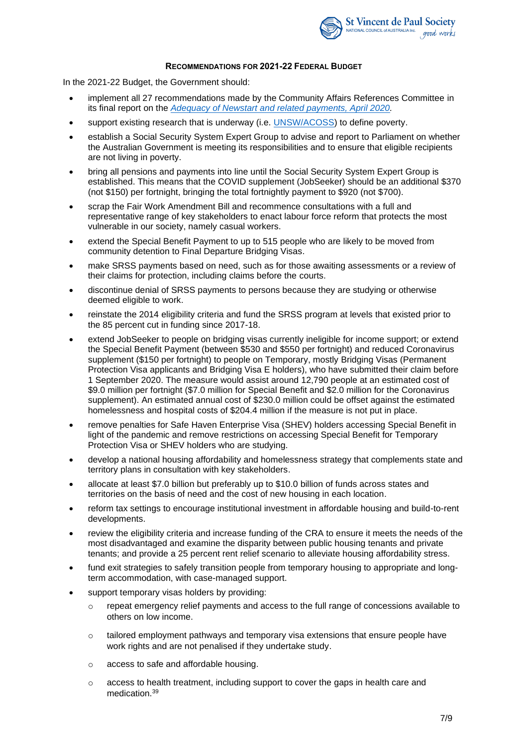**RECOMMENDATIONS FOR 2021-22 FEDERAL BUDGET**

In the 2021-22 Budget, the Government should:

- implement all 27 recommendations made by the Community Affairs References Committee in its final report on the *Adequacy of Newstart and related payments, April 2020.*
- support existing research that is underway (i.e. UNSW/ACOSS) to define poverty.
- establish a Social Security System Expert Group to advise and report to Parliament on whether the Australian Government is meeting its responsibilities and to ensure that eligible recipients are not living in poverty.
- bring all pensions and payments into line until the Social Security System Expert Group is established. This means that the COVID supplement (JobSeeker) should be an additional $370 (not $150) per fortnight, bringing the total fortnightly payment to $920 (not $700).
- scrap the Fair Work Amendment Bill and recommence consultations with a full and representative range of key stakeholders to enact labour force reform that protects the most vulnerable in our society, namely casual workers.
- extend the Special Benefit Payment to up to 515 people who are likely to be moved from community detention to Final Departure Bridging Visas.
- make SRSS payments based on need, such as for those awaiting assessments or a review of their claims for protection, including claims before the courts.
- discontinue denial of SRSS payments to persons because they are studying or otherwise deemed eligible to work.
- reinstate the 2014 eligibility criteria and fund the SRSS program at levels that existed prior to the 85 percent cut in funding since 2017-18.
- extend JobSeeker to people on bridging visas currently ineligible for income support; or extend the Special Benefit Payment (between $530 and $550 per fortnight) and reduced Coronavirus supplement ($150 per fortnight) to people on Temporary, mostly Bridging Visas (Permanent Protection Visa applicants and Bridging Visa E holders), who have submitted their claim before 1 September 2020. The measure would assist around 12,790 people at an estimated cost of $9.0 million per fortnight ($7.0 million for Special Benefit and $2.0 million for the Coronavirus supplement). An estimated annual cost of $230.0 million could be offset against the estimated homelessness and hospital costs of $204.4 million if the measure is not put in place.
- remove penalties for Safe Haven Enterprise Visa (SHEV) holders accessing Special Benefit in light of the pandemic and remove restrictions on accessing Special Benefit for Temporary Protection Visa or SHEV holders who are studying.
- develop a national housing affordability and homelessness strategy that complements state and territory plans in consultation with key stakeholders.
- allocate at least $7.0 billion but preferably up to $10.0 billion of funds across states and territories on the basis of need and the cost of new housing in each location.
- reform tax settings to encourage institutional investment in affordable housing and build-to-rent developments.
- review the eligibility criteria and increase funding of the CRA to ensure it meets the needs of the most disadvantaged and examine the disparity between public housing tenants and private tenants; and provide a 25 percent rent relief scenario to alleviate housing affordability stress.
- fund exit strategies to safely transition people from temporary housing to appropriate and long-term accommodation, with case-managed support.
- support temporary visas holders by providing:
  - repeat emergency relief payments and access to the full range of concessions available to others on low income.
  - tailored employment pathways and temporary visa extensions that ensure people have work rights and are not penalised if they undertake study.
  - access to safe and affordable housing.
  - access to health treatment, including support to cover the gaps in health care and medication.[39]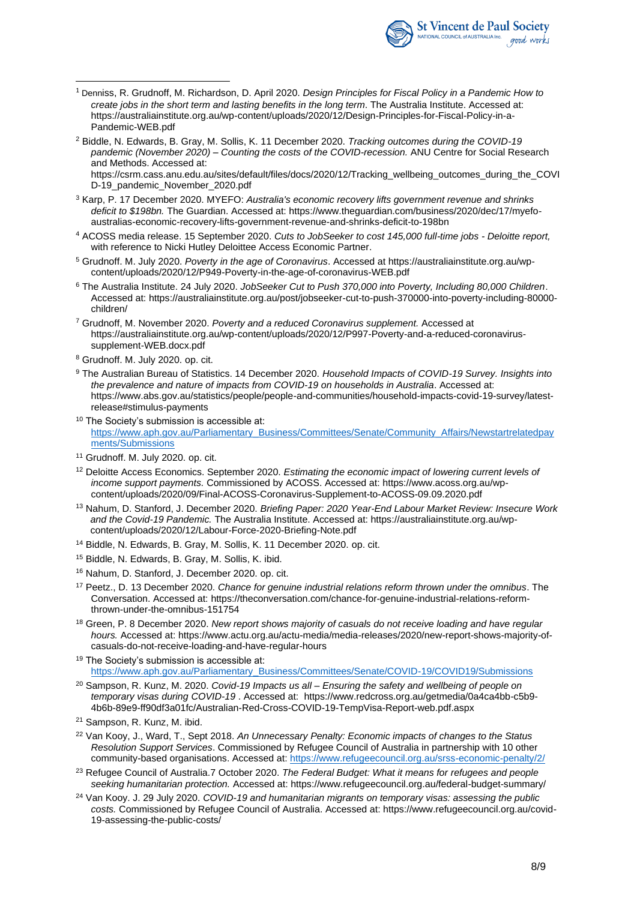[1] Denniss, R. Grudnoff, M. Richardson, D. April 2020. *Design Principles for Fiscal Policy in a Pandemic How to create jobs in the short term and lasting benefits in the long term*. The Australia Institute. Accessed at: https://australiainstitute.org.au/wp-content/uploads/2020/12/Design-Principles-for-Fiscal-Policy-in-a-Pandemic-WEB.pdf

[2] Biddle, N. Edwards, B. Gray, M. Sollis, K. 11 December 2020. *Tracking outcomes during the COVID-19 pandemic (November 2020) – Counting the costs of the COVID-recession.* ANU Centre for Social Research and Methods. Accessed at: https://csrm.cass.anu.edu.au/sites/default/files/docs/2020/12/Tracking_wellbeing_outcomes_during_the_COVID-19_pandemic_November_2020.pdf

[3] Karp, P. 17 December 2020. MYEFO: *Australia's economic recovery lifts government revenue and shrinks deficit to $198bn.* The Guardian. Accessed at: https://www.theguardian.com/business/2020/dec/17/myefo-australias-economic-recovery-lifts-government-revenue-and-shrinks-deficit-to-198bn

[4] ACOSS media release. 15 September 2020. *Cuts to JobSeeker to cost 145,000 full-time jobs - Deloitte report,* with reference to Nicki Hutley Deloittee Access Economic Partner.

[5] Grudnoff. M. July 2020. *Poverty in the age of Coronavirus*. Accessed at https://australiainstitute.org.au/wp-content/uploads/2020/12/P949-Poverty-in-the-age-of-coronavirus-WEB.pdf

[6] The Australia Institute. 24 July 2020. *JobSeeker Cut to Push 370,000 into Poverty, Including 80,000 Children*. Accessed at: https://australiainstitute.org.au/post/jobseeker-cut-to-push-370000-into-poverty-including-80000-children/

[7] Grudnoff, M. November 2020. *Poverty and a reduced Coronavirus supplement.* Accessed at https://australiainstitute.org.au/wp-content/uploads/2020/12/P997-Poverty-and-a-reduced-coronavirus-supplement-WEB.docx.pdf

[8] Grudnoff. M. July 2020. op. cit.

[9] The Australian Bureau of Statistics. 14 December 2020. *Household Impacts of COVID-19 Survey. Insights into the prevalence and nature of impacts from COVID-19 on households in Australia*. Accessed at: https://www.abs.gov.au/statistics/people/people-and-communities/household-impacts-covid-19-survey/latest-release#stimulus-payments

[10] The Society's submission is accessible at: https://www.aph.gov.au/Parliamentary_Business/Committees/Senate/Community_Affairs/Newstartrelatedpayments/Submissions

[11] Grudnoff. M. July 2020. op. cit.

[12] Deloitte Access Economics. September 2020. *Estimating the economic impact of lowering current levels of income support payments.* Commissioned by ACOSS. Accessed at: https://www.acoss.org.au/wp-content/uploads/2020/09/Final-ACOSS-Coronavirus-Supplement-to-ACOSS-09.09.2020.pdf

[13] Nahum, D. Stanford, J. December 2020. *Briefing Paper: 2020 Year-End Labour Market Review: Insecure Work and the Covid-19 Pandemic.* The Australia Institute. Accessed at: https://australiainstitute.org.au/wp-content/uploads/2020/12/Labour-Force-2020-Briefing-Note.pdf

[14] Biddle, N. Edwards, B. Gray, M. Sollis, K. 11 December 2020. op. cit.

[15] Biddle, N. Edwards, B. Gray, M. Sollis, K. ibid.

[16] Nahum, D. Stanford, J. December 2020. op. cit.

[17] Peetz., D. 13 December 2020. *Chance for genuine industrial relations reform thrown under the omnibus*. The Conversation. Accessed at: https://theconversation.com/chance-for-genuine-industrial-relations-reform-thrown-under-the-omnibus-151754

[18] Green, P. 8 December 2020. *New report shows majority of casuals do not receive loading and have regular hours.* Accessed at: https://www.actu.org.au/actu-media/media-releases/2020/new-report-shows-majority-of-casuals-do-not-receive-loading-and-have-regular-hours

[19] The Society's submission is accessible at: https://www.aph.gov.au/Parliamentary_Business/Committees/Senate/COVID-19/COVID19/Submissions

[20] Sampson, R. Kunz, M. 2020. *Covid-19 Impacts us all – Ensuring the safety and wellbeing of people on temporary visas during COVID-19* . Accessed at: https://www.redcross.org.au/getmedia/0a4ca4bb-c5b9-4b6b-89e9-ff90df3a01fc/Australian-Red-Cross-COVID-19-TempVisa-Report-web.pdf.aspx

[21] Sampson, R. Kunz, M. ibid.

[22] Van Kooy, J., Ward, T., Sept 2018. *An Unnecessary Penalty: Economic impacts of changes to the Status Resolution Support Services*. Commissioned by Refugee Council of Australia in partnership with 10 other community-based organisations. Accessed at: https://www.refugeecouncil.org.au/srss-economic-penalty/2/

[23] Refugee Council of Australia.7 October 2020. *The Federal Budget: What it means for refugees and people seeking humanitarian protection.* Accessed at: https://www.refugeecouncil.org.au/federal-budget-summary/

[24] Van Kooy. J. 29 July 2020. *COVID-19 and humanitarian migrants on temporary visas: assessing the public costs.* Commissioned by Refugee Council of Australia. Accessed at: https://www.refugeecouncil.org.au/covid-19-assessing-the-public-costs/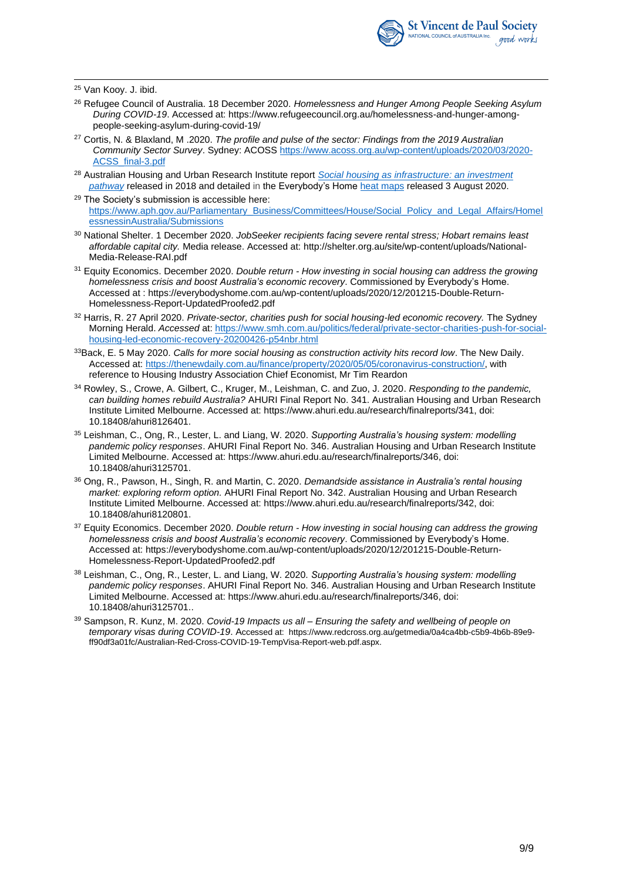[25] Van Kooy. J. ibid.

[26] Refugee Council of Australia. 18 December 2020. *Homelessness and Hunger Among People Seeking Asylum During COVID-19*. Accessed at: https://www.refugeecouncil.org.au/homelessness-and-hunger-among-people-seeking-asylum-during-covid-19/

[27] Cortis, N. & Blaxland, M .2020. *The profile and pulse of the sector: Findings from the 2019 Australian Community Sector Survey*. Sydney: ACOSS https://www.acoss.org.au/wp-content/uploads/2020/03/2020-ACSS_final-3.pdf

[28] Australian Housing and Urban Research Institute report *Social housing as infrastructure: an investment pathway* released in 2018 and detailed in the Everybody's Home heat maps released 3 August 2020.

[29] The Society's submission is accessible here: https://www.aph.gov.au/Parliamentary_Business/Committees/House/Social_Policy_and_Legal_Affairs/HomelessnessinAustralia/Submissions

[30] National Shelter. 1 December 2020. *JobSeeker recipients facing severe rental stress; Hobart remains least affordable capital city.* Media release. Accessed at: http://shelter.org.au/site/wp-content/uploads/National-Media-Release-RAI.pdf

[31] Equity Economics. December 2020. *Double return - How investing in social housing can address the growing homelessness crisis and boost Australia's economic recovery*. Commissioned by Everybody's Home. Accessed at : https://everybodyshome.com.au/wp-content/uploads/2020/12/201215-Double-Return-Homelessness-Report-UpdatedProofed2.pdf

[32] Harris, R. 27 April 2020. *Private-sector, charities push for social housing-led economic recovery.* The Sydney Morning Herald. *Accessed* at: https://www.smh.com.au/politics/federal/private-sector-charities-push-for-social-housing-led-economic-recovery-20200426-p54nbr.html

[33]Back, E. 5 May 2020. *Calls for more social housing as construction activity hits record low*. The New Daily. Accessed at: https://thenewdaily.com.au/finance/property/2020/05/05/coronavirus-construction/, with reference to Housing Industry Association Chief Economist, Mr Tim Reardon

[34] Rowley, S., Crowe, A. Gilbert, C., Kruger, M., Leishman, C. and Zuo, J. 2020. *Responding to the pandemic, can building homes rebuild Australia?* AHURI Final Report No. 341. Australian Housing and Urban Research Institute Limited Melbourne. Accessed at: https://www.ahuri.edu.au/research/finalreports/341, doi: 10.18408/ahuri8126401.

[35] Leishman, C., Ong, R., Lester, L. and Liang, W. 2020. *Supporting Australia's housing system: modelling pandemic policy responses*. AHURI Final Report No. 346. Australian Housing and Urban Research Institute Limited Melbourne. Accessed at: https://www.ahuri.edu.au/research/finalreports/346, doi: 10.18408/ahuri3125701.

[36] Ong, R., Pawson, H., Singh, R. and Martin, C. 2020. *Demandside assistance in Australia's rental housing market: exploring reform option.* AHURI Final Report No. 342. Australian Housing and Urban Research Institute Limited Melbourne. Accessed at: https://www.ahuri.edu.au/research/finalreports/342, doi: 10.18408/ahuri8120801.

[37] Equity Economics. December 2020. *Double return - How investing in social housing can address the growing homelessness crisis and boost Australia's economic recovery*. Commissioned by Everybody's Home. Accessed at: https://everybodyshome.com.au/wp-content/uploads/2020/12/201215-Double-Return-Homelessness-Report-UpdatedProofed2.pdf

[38] Leishman, C., Ong, R., Lester, L. and Liang, W. 2020. *Supporting Australia's housing system: modelling pandemic policy responses*. AHURI Final Report No. 346. Australian Housing and Urban Research Institute Limited Melbourne. Accessed at: https://www.ahuri.edu.au/research/finalreports/346, doi: 10.18408/ahuri3125701..

[39] Sampson, R. Kunz, M. 2020. *Covid-19 Impacts us all – Ensuring the safety and wellbeing of people on temporary visas during COVID-19*. Accessed at: https://www.redcross.org.au/getmedia/0a4ca4bb-c5b9-4b6b-89e9-ff90df3a01fc/Australian-Red-Cross-COVID-19-TempVisa-Report-web.pdf.aspx.